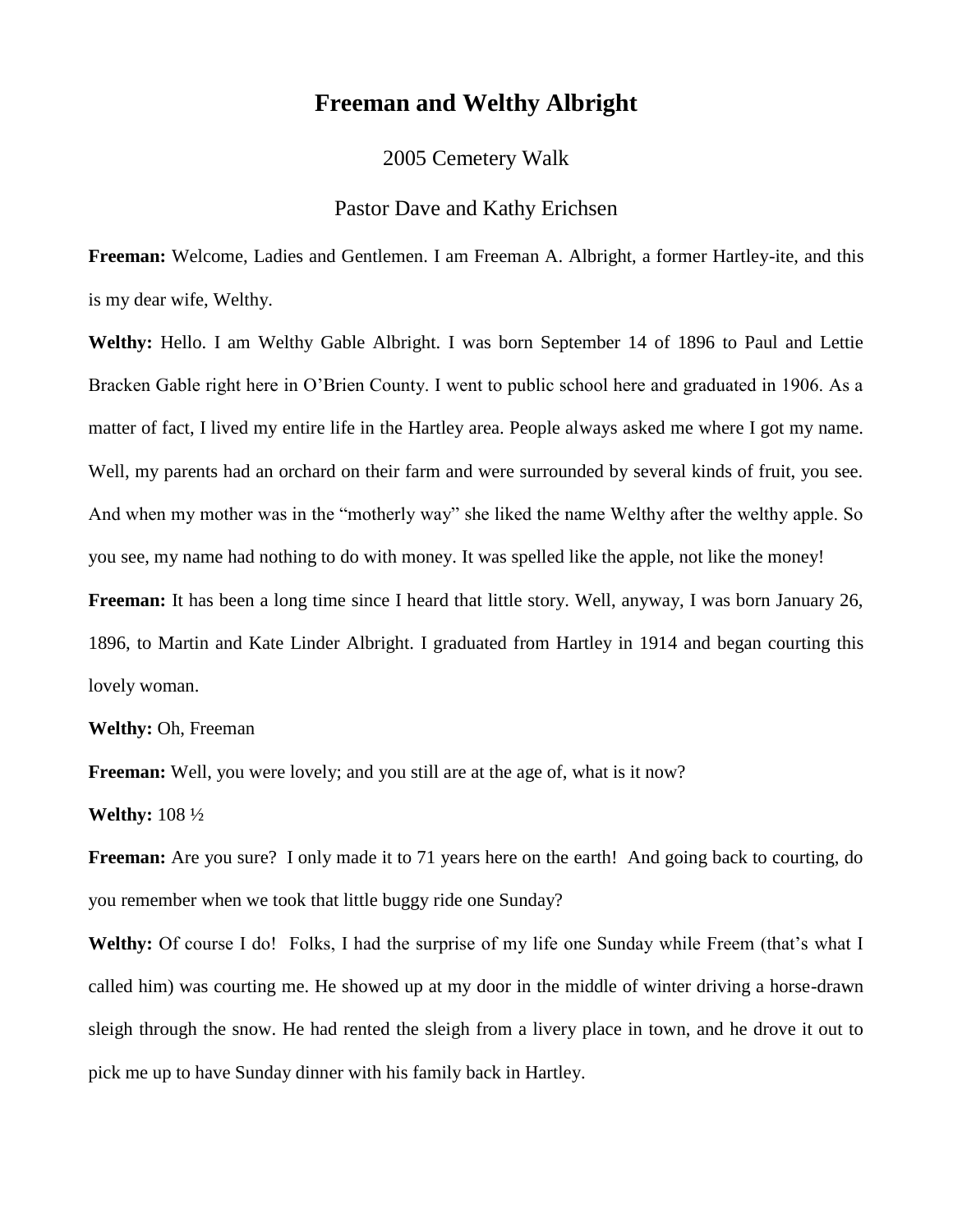# Freeman and Welthy Albright

2005 Cemetery Walk

Pastor Dave and Kathy Erichsen

**Freeman:** Welcome, Ladies and Gentlemen. I am Freeman A. Albright, a former Hartley-ite, and this is my dear wife, Welthy.

**Welthy:** Hello. I am Welthy Gable Albright. I was born September 14 of 1896 to Paul and Lettie Bracken Gable right here in O'Brien County. I went to public school here and graduated in 1906. As a matter of fact, I lived my entire life in the Hartley area. People always asked me where I got my name. Well, my parents had an orchard on their farm and were surrounded by several kinds of fruit, you see. And when my mother was in the "motherly way" she liked the name Welthy after the welthy apple. So you see, my name had nothing to do with money. It was spelled like the apple, not like the money!

**Freeman:** It has been a long time since I heard that little story. Well, anyway, I was born January 26, 1896, to Martin and Kate Linder Albright. I graduated from Hartley in 1914 and began courting this lovely woman.

**Welthy:** Oh, Freeman

**Freeman:** Well, you were lovely; and you still are at the age of, what is it now?

**Welthy:** 108 ½

**Freeman:** Are you sure? I only made it to 71 years here on the earth! And going back to courting, do you remember when we took that little buggy ride one Sunday?

**Welthy:** Of course I do! Folks, I had the surprise of my life one Sunday while Freem (that's what I called him) was courting me. He showed up at my door in the middle of winter driving a horse-drawn sleigh through the snow. He had rented the sleigh from a livery place in town, and he drove it out to pick me up to have Sunday dinner with his family back in Hartley.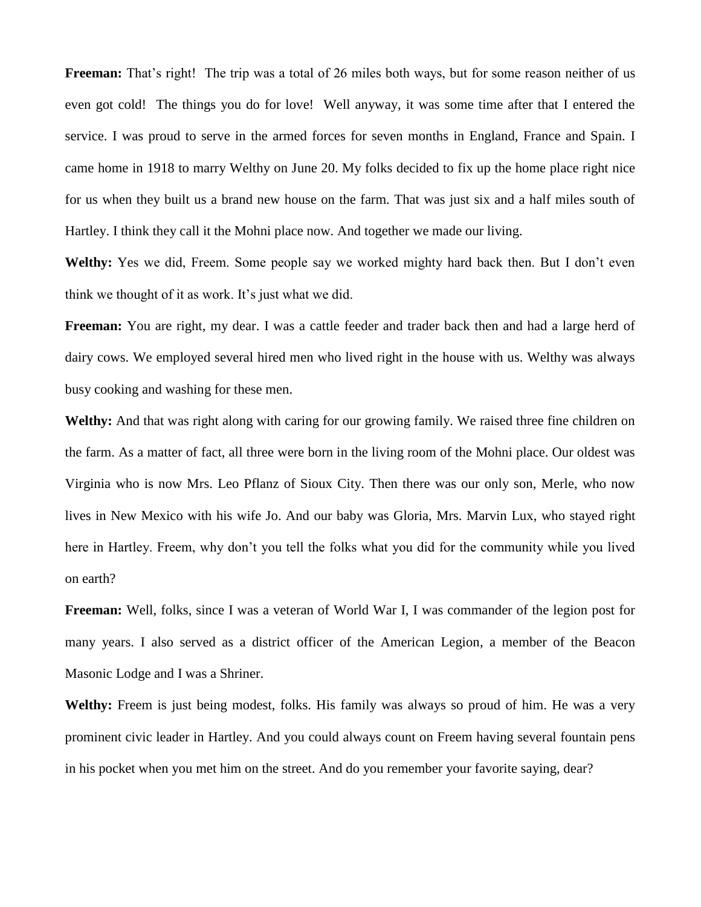**Freeman:** That's right! The trip was a total of 26 miles both ways, but for some reason neither of us even got cold! The things you do for love! Well anyway, it was some time after that I entered the service. I was proud to serve in the armed forces for seven months in England, France and Spain. I came home in 1918 to marry Welthy on June 20. My folks decided to fix up the home place right nice for us when they built us a brand new house on the farm. That was just six and a half miles south of Hartley. I think they call it the Mohni place now. And together we made our living.

**Welthy:** Yes we did, Freem. Some people say we worked mighty hard back then. But I don't even think we thought of it as work. It's just what we did.

**Freeman:** You are right, my dear. I was a cattle feeder and trader back then and had a large herd of dairy cows. We employed several hired men who lived right in the house with us. Welthy was always busy cooking and washing for these men.

**Welthy:** And that was right along with caring for our growing family. We raised three fine children on the farm. As a matter of fact, all three were born in the living room of the Mohni place. Our oldest was Virginia who is now Mrs. Leo Pflanz of Sioux City. Then there was our only son, Merle, who now lives in New Mexico with his wife Jo. And our baby was Gloria, Mrs. Marvin Lux, who stayed right here in Hartley. Freem, why don't you tell the folks what you did for the community while you lived on earth?

**Freeman:** Well, folks, since I was a veteran of World War I, I was commander of the legion post for many years. I also served as a district officer of the American Legion, a member of the Beacon Masonic Lodge and I was a Shriner.

**Welthy:** Freem is just being modest, folks. His family was always so proud of him. He was a very prominent civic leader in Hartley. And you could always count on Freem having several fountain pens in his pocket when you met him on the street. And do you remember your favorite saying, dear?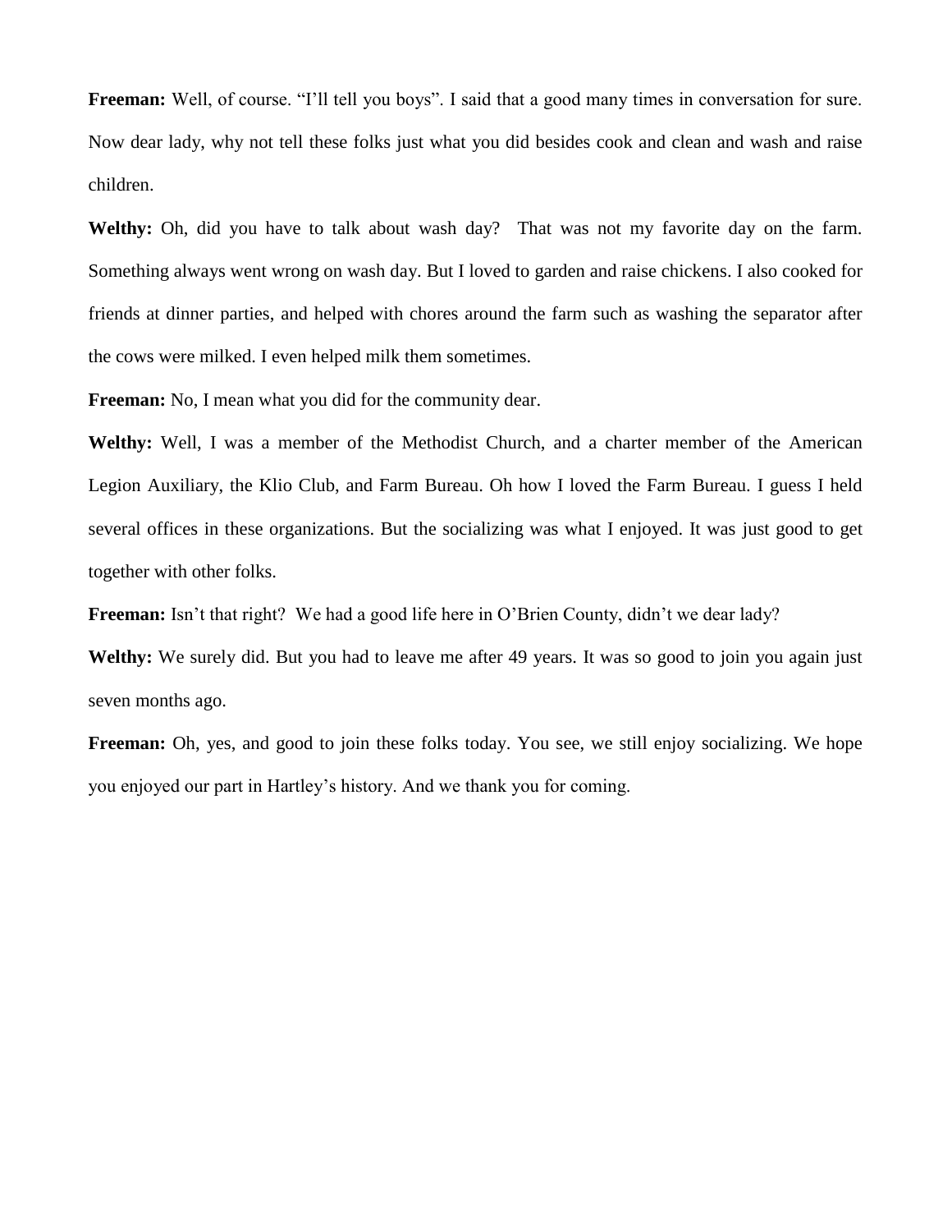**Freeman:** Well, of course. "I'll tell you boys". I said that a good many times in conversation for sure. Now dear lady, why not tell these folks just what you did besides cook and clean and wash and raise children.

**Welthy:** Oh, did you have to talk about wash day? That was not my favorite day on the farm. Something always went wrong on wash day. But I loved to garden and raise chickens. I also cooked for friends at dinner parties, and helped with chores around the farm such as washing the separator after the cows were milked. I even helped milk them sometimes.

**Freeman:** No, I mean what you did for the community dear.

**Welthy:** Well, I was a member of the Methodist Church, and a charter member of the American Legion Auxiliary, the Klio Club, and Farm Bureau. Oh how I loved the Farm Bureau. I guess I held several offices in these organizations. But the socializing was what I enjoyed. It was just good to get together with other folks.

**Freeman:** Isn't that right? We had a good life here in O'Brien County, didn't we dear lady?

**Welthy:** We surely did. But you had to leave me after 49 years. It was so good to join you again just seven months ago.

**Freeman:** Oh, yes, and good to join these folks today. You see, we still enjoy socializing. We hope you enjoyed our part in Hartley's history. And we thank you for coming.